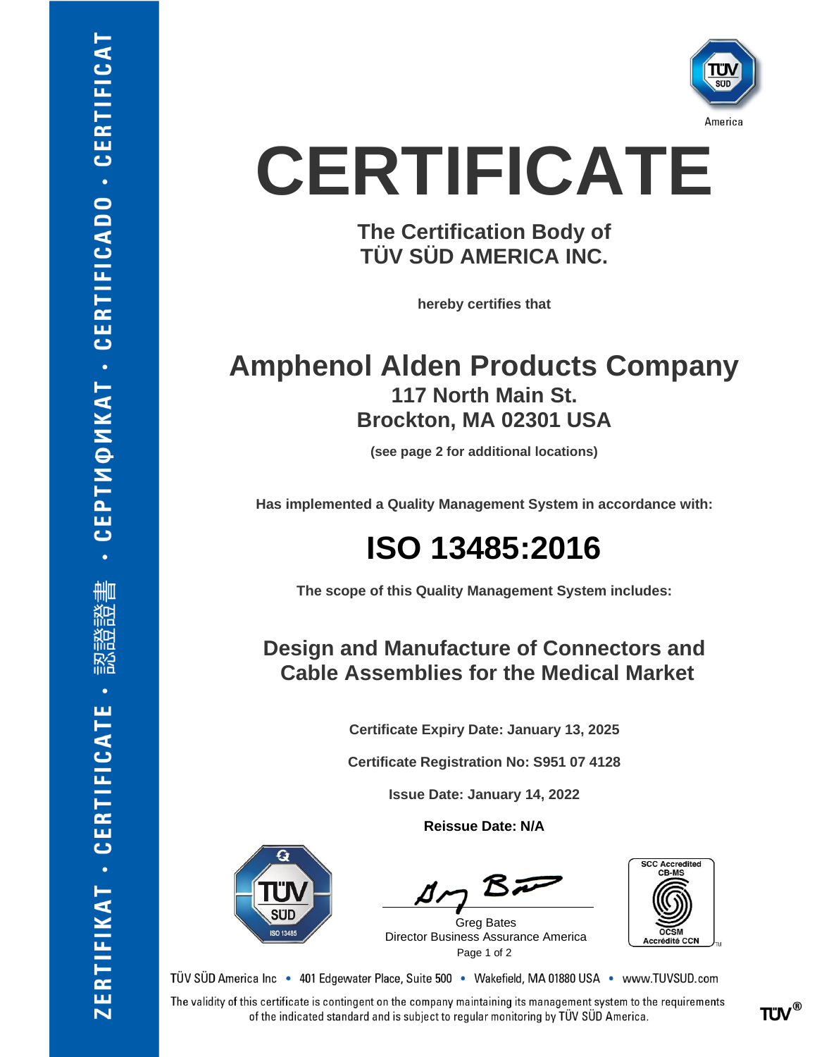# CERTIFICATE

**The Certification Body of**
**TÜV SÜD AMERICA INC.**

**hereby certifies that**

## Amphenol Alden Products Company

**117 North Main St.**
**Brockton, MA 02301 USA**

**(see page 2 for additional locations)**

**Has implemented a Quality Management System in accordance with:**

# ISO 13485:2016

**The scope of this Quality Management System includes:**

## Design and Manufacture of Connectors and Cable Assemblies for the Medical Market

**Certificate Expiry Date: January 13, 2025**

**Certificate Registration No: S951 07 4128**

**Issue Date: January 14, 2022**

**Reissue Date: N/A**

Greg Bates
Director Business Assurance America

SCC Accredited CB-MS
OCSM Accrédité CCN

TÜV SÜD America Inc • 401 Edgewater Place, Suite 500 • Wakefield, MA 01880 USA • www.TUVSUD.com

The validity of this certificate is contingent on the company maintaining its management system to the requirements of the indicated standard and is subject to regular monitoring by TÜV SÜD America.

ZERTIFIKAT • CERTIFICATE • 認證證書 • СЕРТИФИКАТ • CERTIFICADO • CERTIFICAT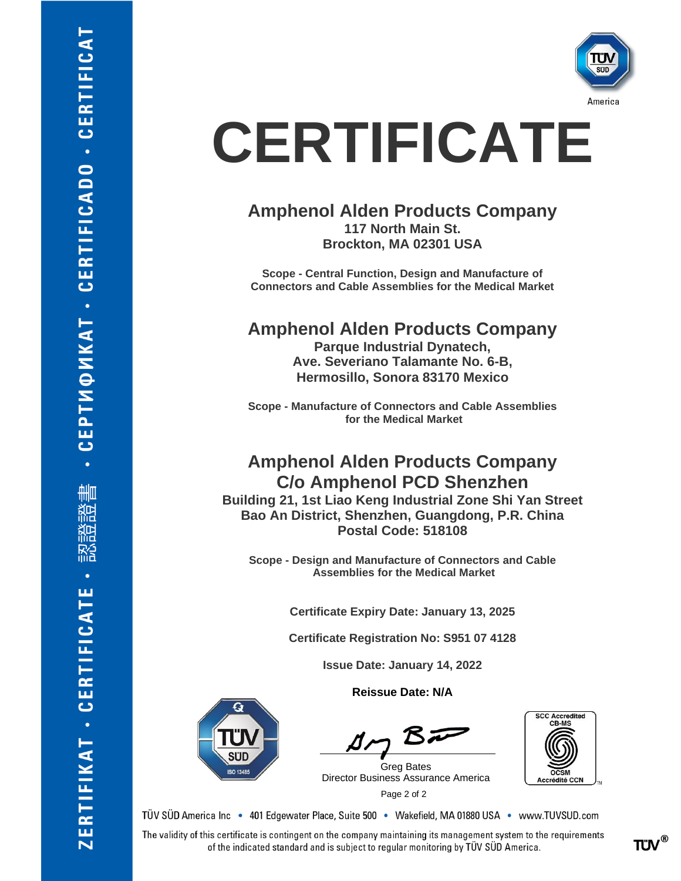TÜV SÜD America

# CERTIFICATE

## Amphenol Alden Products Company

**117 North Main St.**
**Brockton, MA 02301 USA**

**Scope - Central Function, Design and Manufacture of Connectors and Cable Assemblies for the Medical Market**

## Amphenol Alden Products Company

**Parque Industrial Dynatech,**
**Ave. Severiano Talamante No. 6-B,**
**Hermosillo, Sonora 83170 Mexico**

**Scope - Manufacture of Connectors and Cable Assemblies for the Medical Market**

## Amphenol Alden Products Company
## C/o Amphenol PCD Shenzhen

**Building 21, 1st Liao Keng Industrial Zone Shi Yan Street**
**Bao An District, Shenzhen, Guangdong, P.R. China**
**Postal Code: 518108**

**Scope - Design and Manufacture of Connectors and Cable Assemblies for the Medical Market**

**Certificate Expiry Date: January 13, 2025**

**Certificate Registration No: S951 07 4128**

**Issue Date: January 14, 2022**

**Reissue Date: N/A**

TÜV SÜD ISO 13485

Greg Bates
Director Business Assurance America

SCC Accredited CB-MS
OCSM Accrédité CCN

TÜV SÜD America Inc • 401 Edgewater Place, Suite 500 • Wakefield, MA 01880 USA • www.TUVSUD.com

The validity of this certificate is contingent on the company maintaining its management system to the requirements of the indicated standard and is subject to regular monitoring by TÜV SÜD America.

ZERTIFIKAT • CERTIFICATE • 認證證書 • СЕРТИФИКАТ • CERTIFICADO • CERTIFICAT